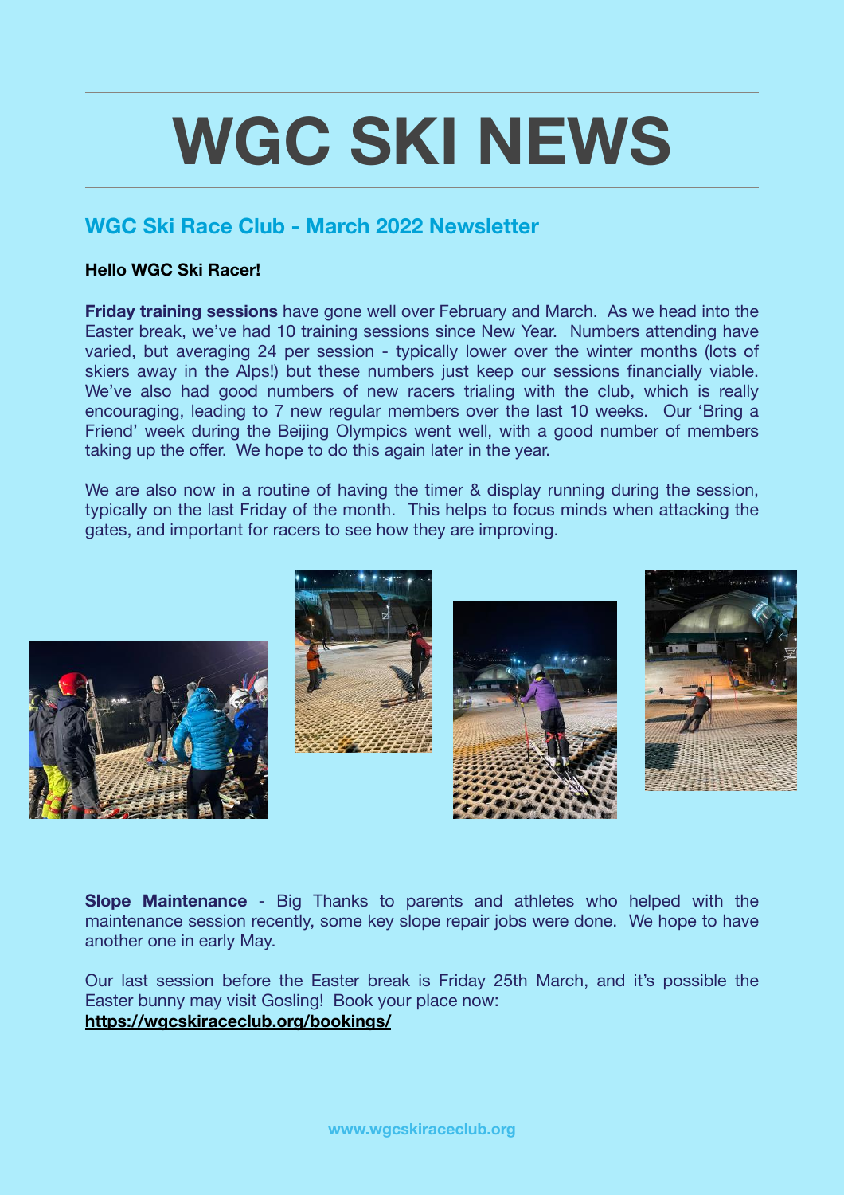# WGC SKI NEWS

## WGC Ski Race Club - March 2022 Newsletter

**Hello WGC Ski Racer!**

**Friday training sessions** have gone well over February and March. As we head into the Easter break, we've had 10 training sessions since New Year. Numbers attending have varied, but averaging 24 per session - typically lower over the winter months (lots of skiers away in the Alps!) but these numbers just keep our sessions financially viable. We've also had good numbers of new racers trialing with the club, which is really encouraging, leading to 7 new regular members over the last 10 weeks. Our 'Bring a Friend' week during the Beijing Olympics went well, with a good number of members taking up the offer. We hope to do this again later in the year.

We are also now in a routine of having the timer & display running during the session, typically on the last Friday of the month. This helps to focus minds when attacking the gates, and important for racers to see how they are improving.

**Slope Maintenance** - Big Thanks to parents and athletes who helped with the maintenance session recently, some key slope repair jobs were done. We hope to have another one in early May.

Our last session before the Easter break is Friday 25th March, and it's possible the Easter bunny may visit Gosling! Book your place now:
**https://wgcskiraceclub.org/bookings/**

www.wgcskiraceclub.org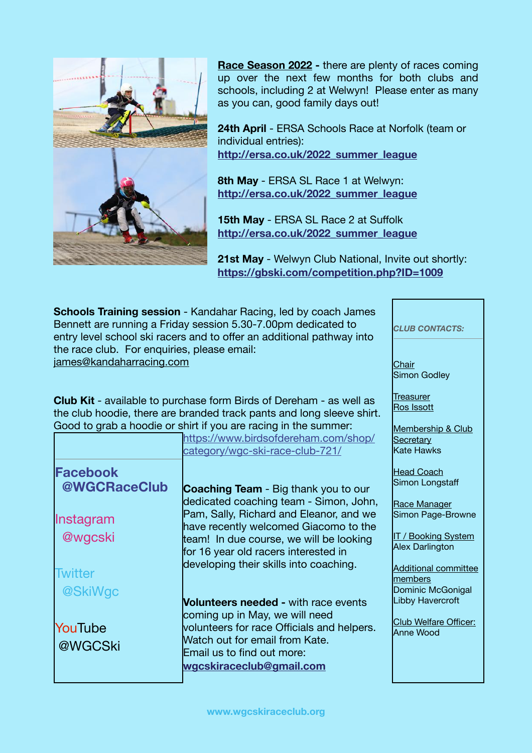**Race Season 2022 -** there are plenty of races coming up over the next few months for both clubs and schools, including 2 at Welwyn! Please enter as many as you can, good family days out!

**24th April** - ERSA Schools Race at Norfolk (team or individual entries):
**http://ersa.co.uk/2022_summer_league**

**8th May** - ERSA SL Race 1 at Welwyn:
**http://ersa.co.uk/2022_summer_league**

**15th May** - ERSA SL Race 2 at Suffolk
**http://ersa.co.uk/2022_summer_league**

**21st May** - Welwyn Club National, Invite out shortly:
**https://gbski.com/competition.php?ID=1009**

**Schools Training session** - Kandahar Racing, led by coach James Bennett are running a Friday session 5.30-7.00pm dedicated to entry level school ski racers and to offer an additional pathway into the race club. For enquiries, please email: james@kandaharracing.com

**Club Kit** - available to purchase form Birds of Dereham - as well as the club hoodie, there are branded track pants and long sleeve shirt. Good to grab a hoodie or shirt if you are racing in the summer: https://www.birdsofdereham.com/shop/category/wgc-ski-race-club-721/

**Coaching Team** - Big thank you to our dedicated coaching team - Simon, John, Pam, Sally, Richard and Eleanor, and we have recently welcomed Giacomo to the team! In due course, we will be looking for 16 year old racers interested in developing their skills into coaching.

**Volunteers needed -** with race events coming up in May, we will need volunteers for race Officials and helpers. Watch out for email from Kate.
Email us to find out more:
**wgcskiraceclub@gmail.com**

**Facebook**
**@WGCRaceClub**

Instagram
@wgcski

Twitter
@SkiWgc

YouTube
@WGCSki

*CLUB CONTACTS:*

Chair
Simon Godley

Treasurer
Ros Issott

Membership & Club Secretary
Kate Hawks

Head Coach
Simon Longstaff

Race Manager
Simon Page-Browne

IT / Booking System
Alex Darlington

Additional committee members
Dominic McGonigal
Libby Havercroft

Club Welfare Officer:
Anne Wood

**www.wgcskiraceclub.org**